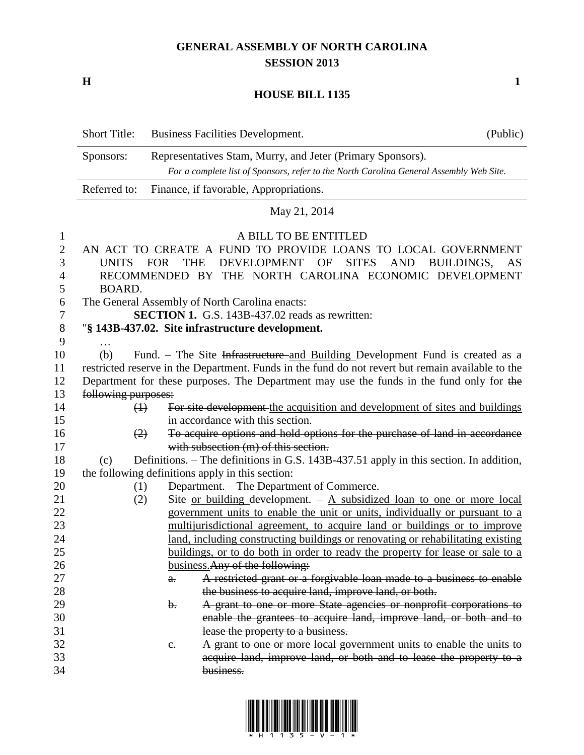# GENERAL ASSEMBLY OF NORTH CAROLINA
## SESSION 2013

**H** **1**

## HOUSE BILL 1135

| Short Title: | Business Facilities Development. | (Public) |
|---|---|---|
| Sponsors: | Representatives Stam, Murry, and Jeter (Primary Sponsors). *For a complete list of Sponsors, refer to the North Carolina General Assembly Web Site.* | |
| Referred to: | Finance, if favorable, Appropriations. | |

May 21, 2014

A BILL TO BE ENTITLED

AN ACT TO CREATE A FUND TO PROVIDE LOANS TO LOCAL GOVERNMENT UNITS FOR THE DEVELOPMENT OF SITES AND BUILDINGS, AS RECOMMENDED BY THE NORTH CAROLINA ECONOMIC DEVELOPMENT BOARD.

The General Assembly of North Carolina enacts:

**SECTION 1.** G.S. 143B-437.02 reads as rewritten:

"**§ 143B-437.02. Site infrastructure development.**

…

(b) Fund. – The Site ~~Infrastructure~~ <u>and Building</u> Development Fund is created as a restricted reserve in the Department. Funds in the fund do not revert but remain available to the Department for these purposes. The Department may use the funds in the fund only for ~~the following purposes:~~

~~(1)~~ ~~For site development~~ <u>the acquisition and development of sites and buildings</u> in accordance with this section.

~~(2) To acquire options and hold options for the purchase of land in accordance with subsection (m) of this section.~~

(c) Definitions. – The definitions in G.S. 143B-437.51 apply in this section. In addition, the following definitions apply in this section:

(1) Department. – The Department of Commerce.

(2) Site <u>or building</u> development. – <u>A subsidized loan to one or more local government units to enable the unit or units, individually or pursuant to a multijurisdictional agreement, to acquire land or buildings or to improve land, including constructing buildings or renovating or rehabilitating existing buildings, or to do both in order to ready the property for lease or sale to a business.</u>~~Any of the following:~~

~~a. A restricted grant or a forgivable loan made to a business to enable the business to acquire land, improve land, or both.~~

~~b. A grant to one or more State agencies or nonprofit corporations to enable the grantees to acquire land, improve land, or both and to lease the property to a business.~~

~~c. A grant to one or more local government units to enable the units to acquire land, improve land, or both and to lease the property to a business.~~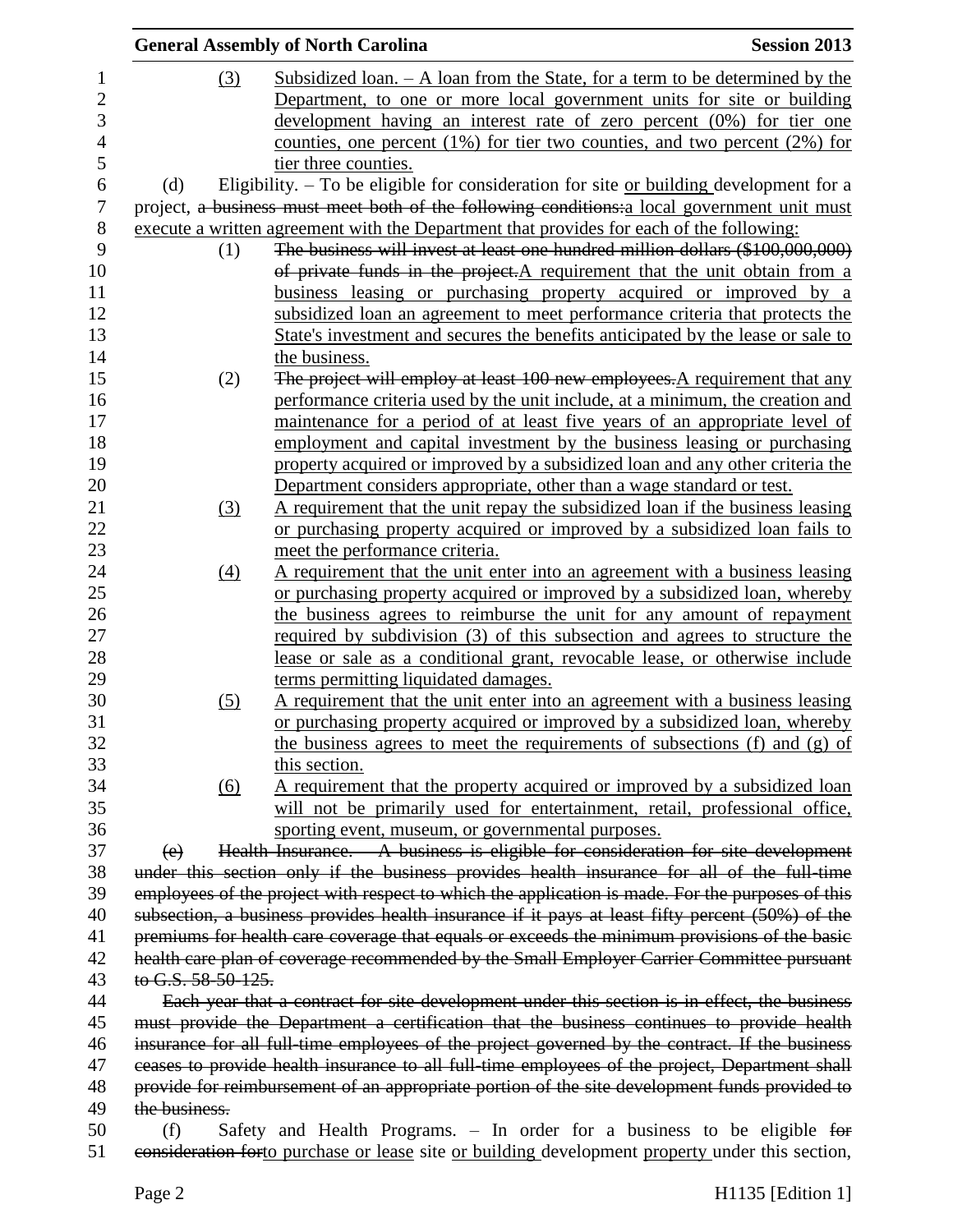(3) Subsidized loan. – A loan from the State, for a term to be determined by the Department, to one or more local government units for site or building development having an interest rate of zero percent (0%) for tier one counties, one percent (1%) for tier two counties, and two percent (2%) for tier three counties.

(d) Eligibility. – To be eligible for consideration for site or building development for a project, a business must meet both of the following conditions:a local government unit must execute a written agreement with the Department that provides for each of the following:

(1) The business will invest at least one hundred million dollars ($100,000,000) of private funds in the project.A requirement that the unit obtain from a business leasing or purchasing property acquired or improved by a subsidized loan an agreement to meet performance criteria that protects the State's investment and secures the benefits anticipated by the lease or sale to the business.

(2) The project will employ at least 100 new employees.A requirement that any performance criteria used by the unit include, at a minimum, the creation and maintenance for a period of at least five years of an appropriate level of employment and capital investment by the business leasing or purchasing property acquired or improved by a subsidized loan and any other criteria the Department considers appropriate, other than a wage standard or test.

(3) A requirement that the unit repay the subsidized loan if the business leasing or purchasing property acquired or improved by a subsidized loan fails to meet the performance criteria.

(4) A requirement that the unit enter into an agreement with a business leasing or purchasing property acquired or improved by a subsidized loan, whereby the business agrees to reimburse the unit for any amount of repayment required by subdivision (3) of this subsection and agrees to structure the lease or sale as a conditional grant, revocable lease, or otherwise include terms permitting liquidated damages.

(5) A requirement that the unit enter into an agreement with a business leasing or purchasing property acquired or improved by a subsidized loan, whereby the business agrees to meet the requirements of subsections (f) and (g) of this section.

(6) A requirement that the property acquired or improved by a subsidized loan will not be primarily used for entertainment, retail, professional office, sporting event, museum, or governmental purposes.

(e) Health Insurance. – A business is eligible for consideration for site development under this section only if the business provides health insurance for all of the full-time employees of the project with respect to which the application is made. For the purposes of this subsection, a business provides health insurance if it pays at least fifty percent (50%) of the premiums for health care coverage that equals or exceeds the minimum provisions of the basic health care plan of coverage recommended by the Small Employer Carrier Committee pursuant to G.S. 58-50-125.

Each year that a contract for site development under this section is in effect, the business must provide the Department a certification that the business continues to provide health insurance for all full-time employees of the project governed by the contract. If the business ceases to provide health insurance to all full-time employees of the project, Department shall provide for reimbursement of an appropriate portion of the site development funds provided to the business.

(f) Safety and Health Programs. – In order for a business to be eligible for consideration forto purchase or lease site or building development property under this section,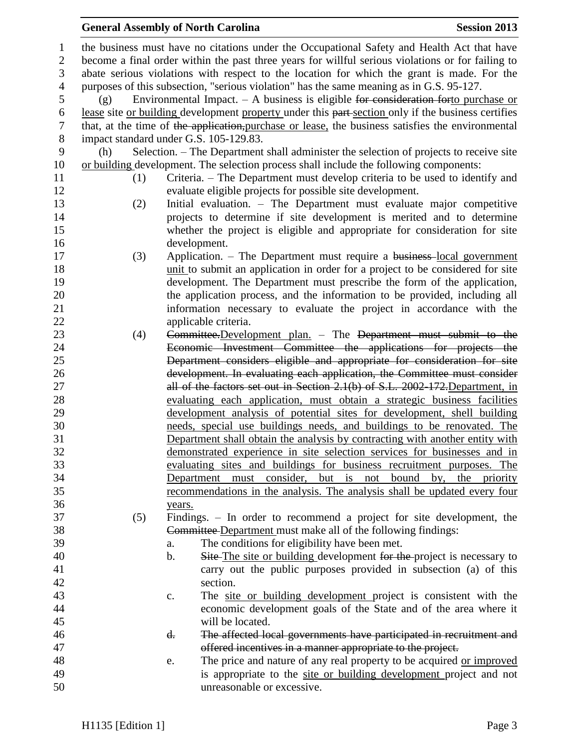the business must have no citations under the Occupational Safety and Health Act that have become a final order within the past three years for willful serious violations or for failing to abate serious violations with respect to the location for which the grant is made. For the purposes of this subsection, "serious violation" has the same meaning as in G.S. 95-127.

(g) Environmental Impact. – A business is eligible ~~for consideration for~~to purchase or lease site or building development property under this ~~part~~ section only if the business certifies that, at the time of ~~the application,~~purchase or lease, the business satisfies the environmental impact standard under G.S. 105-129.83.

(h) Selection. – The Department shall administer the selection of projects to receive site or building development. The selection process shall include the following components:

(1) Criteria. – The Department must develop criteria to be used to identify and evaluate eligible projects for possible site development.

(2) Initial evaluation. – The Department must evaluate major competitive projects to determine if site development is merited and to determine whether the project is eligible and appropriate for consideration for site development.

(3) Application. – The Department must require a ~~business~~ local government unit to submit an application in order for a project to be considered for site development. The Department must prescribe the form of the application, the application process, and the information to be provided, including all information necessary to evaluate the project in accordance with the applicable criteria.

(4) ~~Committee.~~Development plan. – The ~~Department must submit to the Economic Investment Committee the applications for projects the Department considers eligible and appropriate for consideration for site development. In evaluating each application, the Committee must consider all of the factors set out in Section 2.1(b) of S.L. 2002-172.~~Department, in evaluating each application, must obtain a strategic business facilities development analysis of potential sites for development, shell building needs, special use buildings needs, and buildings to be renovated. The Department shall obtain the analysis by contracting with another entity with demonstrated experience in site selection services for businesses and in evaluating sites and buildings for business recruitment purposes. The Department must consider, but is not bound by, the priority recommendations in the analysis. The analysis shall be updated every four years.

(5) Findings. – In order to recommend a project for site development, the ~~Committee~~ Department must make all of the following findings:

a. The conditions for eligibility have been met.

b. ~~Site~~ The site or building development ~~for the~~ project is necessary to carry out the public purposes provided in subsection (a) of this section.

c. The site or building development project is consistent with the economic development goals of the State and of the area where it will be located.

~~d. The affected local governments have participated in recruitment and offered incentives in a manner appropriate to the project.~~

e. The price and nature of any real property to be acquired or improved is appropriate to the site or building development project and not unreasonable or excessive.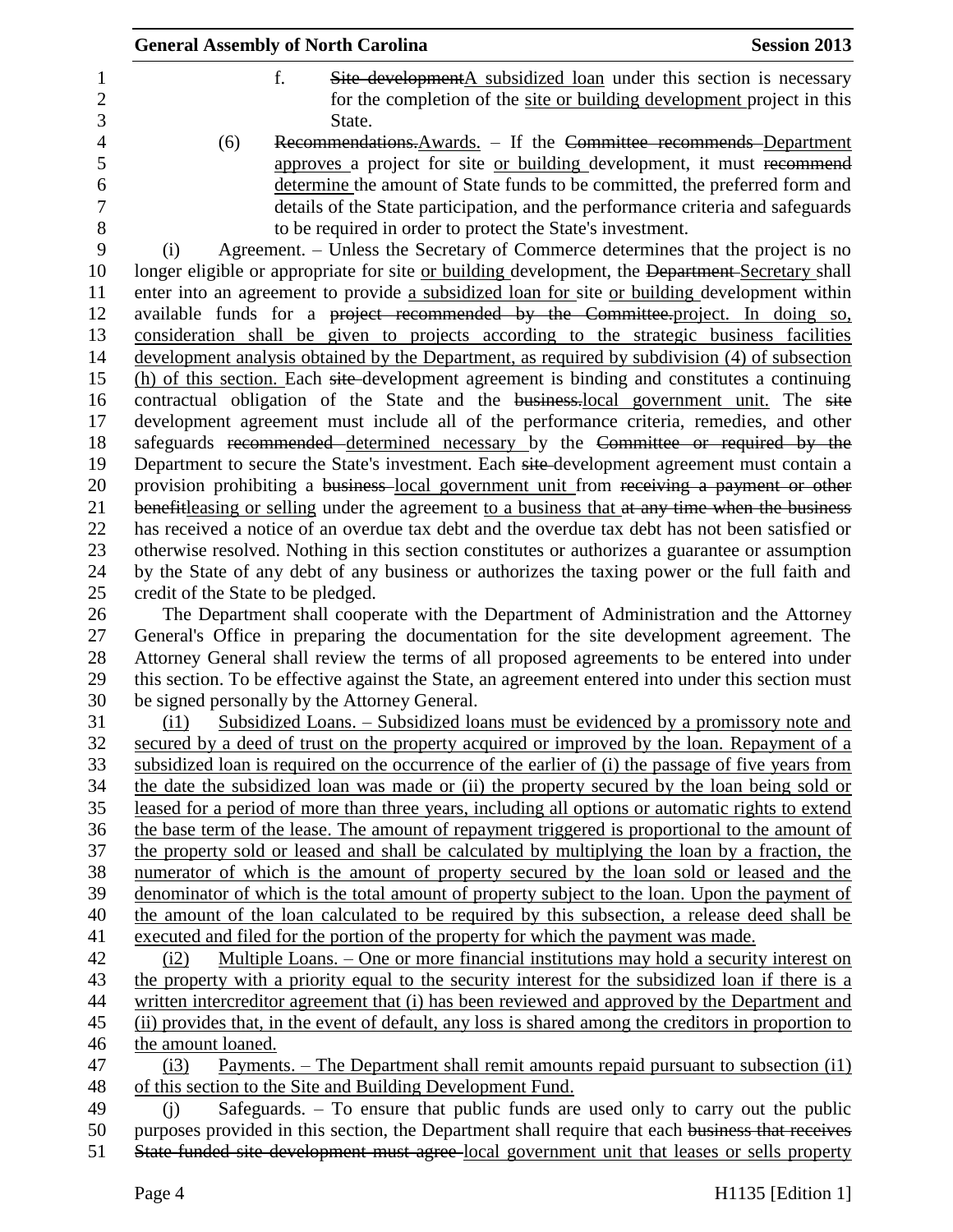f. Site developmentA subsidized loan under this section is necessary for the completion of the site or building development project in this State.

(6) Recommendations.Awards. – If the Committee recommends Department approves a project for site or building development, it must recommend determine the amount of State funds to be committed, the preferred form and details of the State participation, and the performance criteria and safeguards to be required in order to protect the State's investment.

(i) Agreement. – Unless the Secretary of Commerce determines that the project is no longer eligible or appropriate for site or building development, the Department Secretary shall enter into an agreement to provide a subsidized loan for site or building development within available funds for a project recommended by the Committee.project. In doing so, consideration shall be given to projects according to the strategic business facilities development analysis obtained by the Department, as required by subdivision (4) of subsection (h) of this section. Each site development agreement is binding and constitutes a continuing contractual obligation of the State and the business.local government unit. The site development agreement must include all of the performance criteria, remedies, and other safeguards recommended determined necessary by the Committee or required by the Department to secure the State's investment. Each site development agreement must contain a provision prohibiting a business local government unit from receiving a payment or other benefitleasing or selling under the agreement to a business that at any time when the business has received a notice of an overdue tax debt and the overdue tax debt has not been satisfied or otherwise resolved. Nothing in this section constitutes or authorizes a guarantee or assumption by the State of any debt of any business or authorizes the taxing power or the full faith and credit of the State to be pledged.

The Department shall cooperate with the Department of Administration and the Attorney General's Office in preparing the documentation for the site development agreement. The Attorney General shall review the terms of all proposed agreements to be entered into under this section. To be effective against the State, an agreement entered into under this section must be signed personally by the Attorney General.

(i1) Subsidized Loans. – Subsidized loans must be evidenced by a promissory note and secured by a deed of trust on the property acquired or improved by the loan. Repayment of a subsidized loan is required on the occurrence of the earlier of (i) the passage of five years from the date the subsidized loan was made or (ii) the property secured by the loan being sold or leased for a period of more than three years, including all options or automatic rights to extend the base term of the lease. The amount of repayment triggered is proportional to the amount of the property sold or leased and shall be calculated by multiplying the loan by a fraction, the numerator of which is the amount of property secured by the loan sold or leased and the denominator of which is the total amount of property subject to the loan. Upon the payment of the amount of the loan calculated to be required by this subsection, a release deed shall be executed and filed for the portion of the property for which the payment was made.

(i2) Multiple Loans. – One or more financial institutions may hold a security interest on the property with a priority equal to the security interest for the subsidized loan if there is a written intercreditor agreement that (i) has been reviewed and approved by the Department and (ii) provides that, in the event of default, any loss is shared among the creditors in proportion to the amount loaned.

(i3) Payments. – The Department shall remit amounts repaid pursuant to subsection (i1) of this section to the Site and Building Development Fund.

(j) Safeguards. – To ensure that public funds are used only to carry out the public purposes provided in this section, the Department shall require that each business that receives State funded site development must agree local government unit that leases or sells property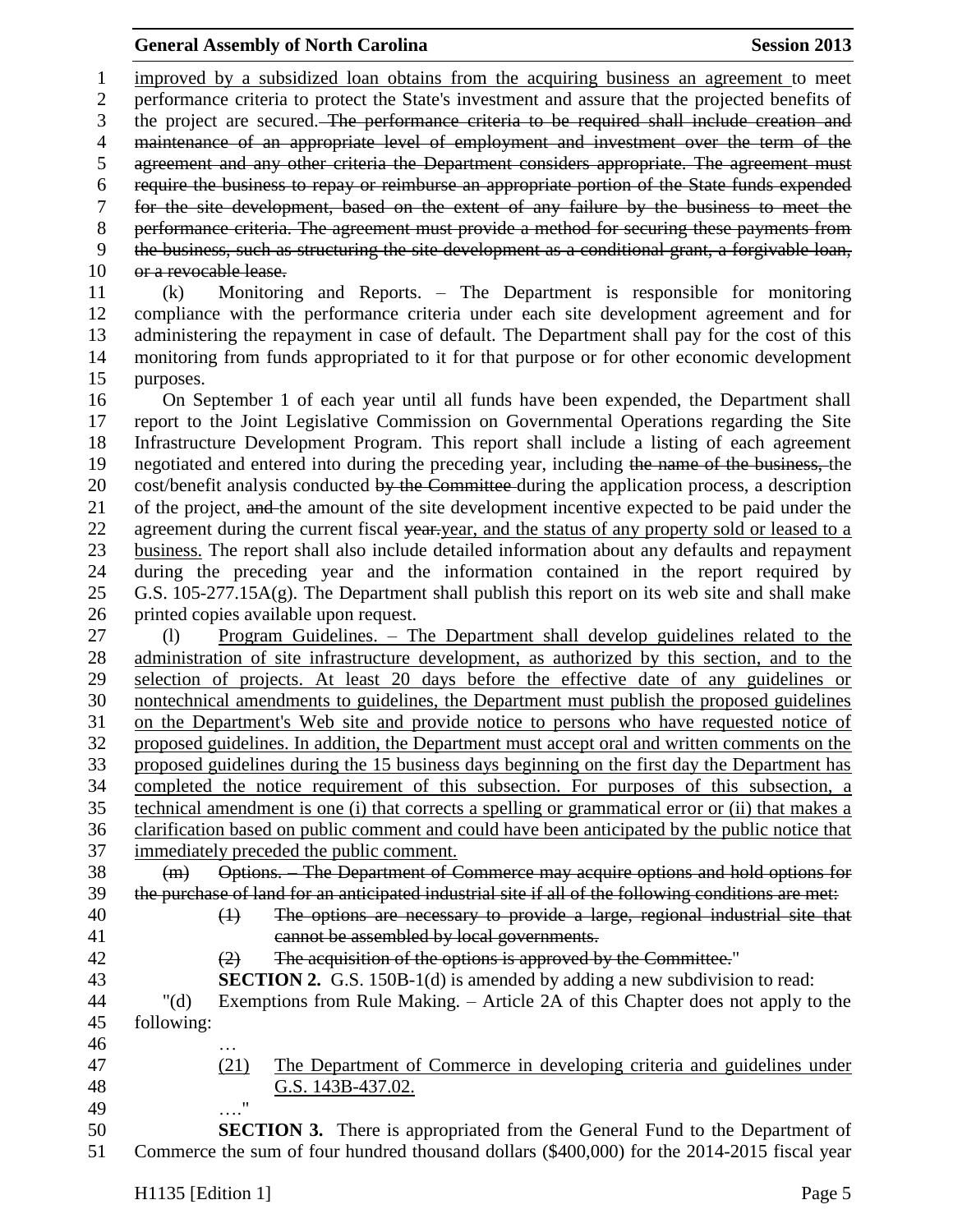improved by a subsidized loan obtains from the acquiring business an agreement to meet performance criteria to protect the State's investment and assure that the projected benefits of the project are secured. ~~The performance criteria to be required shall include creation and maintenance of an appropriate level of employment and investment over the term of the agreement and any other criteria the Department considers appropriate. The agreement must require the business to repay or reimburse an appropriate portion of the State funds expended for the site development, based on the extent of any failure by the business to meet the performance criteria. The agreement must provide a method for securing these payments from the business, such as structuring the site development as a conditional grant, a forgivable loan, or a revocable lease.~~

(k) Monitoring and Reports. – The Department is responsible for monitoring compliance with the performance criteria under each site development agreement and for administering the repayment in case of default. The Department shall pay for the cost of this monitoring from funds appropriated to it for that purpose or for other economic development purposes.

On September 1 of each year until all funds have been expended, the Department shall report to the Joint Legislative Commission on Governmental Operations regarding the Site Infrastructure Development Program. This report shall include a listing of each agreement negotiated and entered into during the preceding year, including ~~the name of the business,~~ the cost/benefit analysis conducted ~~by the Committee~~ during the application process, a description of the project, ~~and~~ the amount of the site development incentive expected to be paid under the agreement during the current fiscal ~~year.~~year, and the status of any property sold or leased to a business. The report shall also include detailed information about any defaults and repayment during the preceding year and the information contained in the report required by G.S. 105-277.15A(g). The Department shall publish this report on its web site and shall make printed copies available upon request.

(l) Program Guidelines. – The Department shall develop guidelines related to the administration of site infrastructure development, as authorized by this section, and to the selection of projects. At least 20 days before the effective date of any guidelines or nontechnical amendments to guidelines, the Department must publish the proposed guidelines on the Department's Web site and provide notice to persons who have requested notice of proposed guidelines. In addition, the Department must accept oral and written comments on the proposed guidelines during the 15 business days beginning on the first day the Department has completed the notice requirement of this subsection. For purposes of this subsection, a technical amendment is one (i) that corrects a spelling or grammatical error or (ii) that makes a clarification based on public comment and could have been anticipated by the public notice that immediately preceded the public comment.

~~(m) Options. – The Department of Commerce may acquire options and hold options for the purchase of land for an anticipated industrial site if all of the following conditions are met:~~

~~(1) The options are necessary to provide a large, regional industrial site that cannot be assembled by local governments.~~

~~(2) The acquisition of the options is approved by the Committee.~~"

**SECTION 2.** G.S. 150B-1(d) is amended by adding a new subdivision to read:

"(d) Exemptions from Rule Making. – Article 2A of this Chapter does not apply to the following:

…

(21) The Department of Commerce in developing criteria and guidelines under G.S. 143B-437.02.

…."

**SECTION 3.** There is appropriated from the General Fund to the Department of Commerce the sum of four hundred thousand dollars ($400,000) for the 2014-2015 fiscal year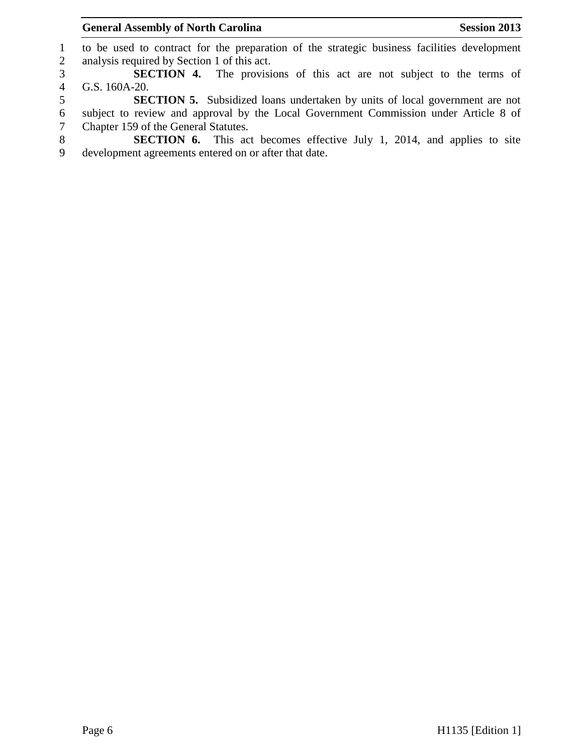to be used to contract for the preparation of the strategic business facilities development analysis required by Section 1 of this act.

**SECTION 4.** The provisions of this act are not subject to the terms of G.S. 160A-20.

**SECTION 5.** Subsidized loans undertaken by units of local government are not subject to review and approval by the Local Government Commission under Article 8 of Chapter 159 of the General Statutes.

**SECTION 6.** This act becomes effective July 1, 2014, and applies to site development agreements entered on or after that date.